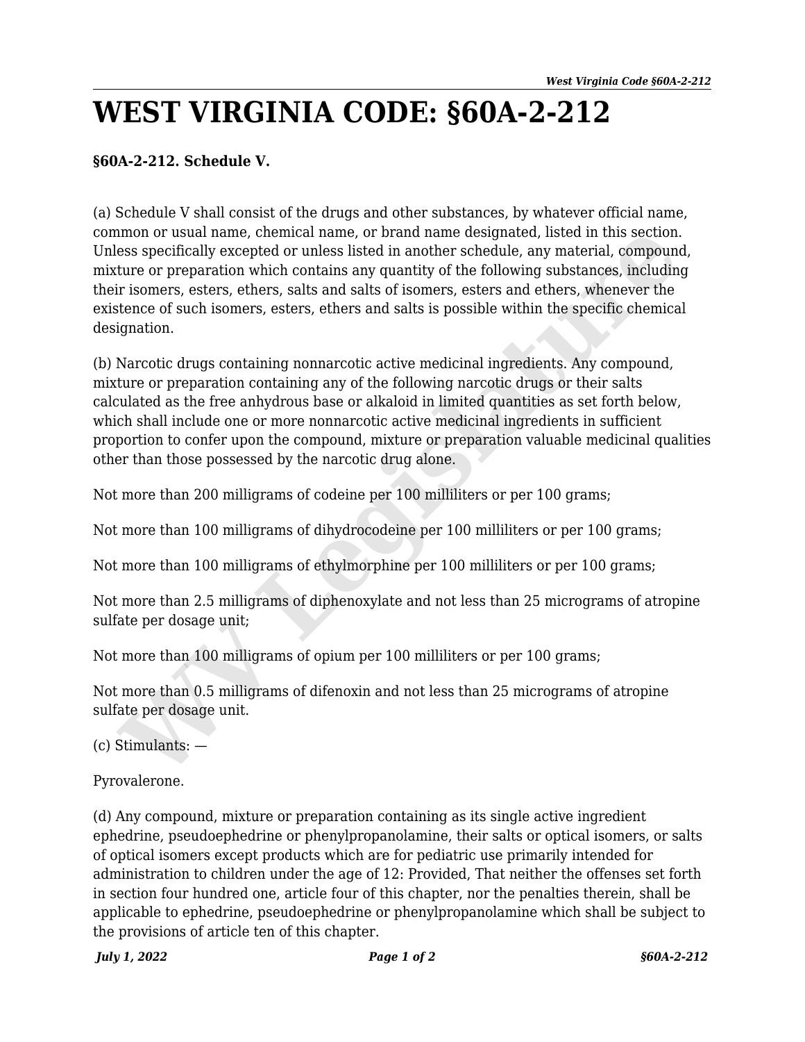# WEST VIRGINIA CODE: §60A-2-212

**§60A-2-212. Schedule V.**

(a) Schedule V shall consist of the drugs and other substances, by whatever official name, common or usual name, chemical name, or brand name designated, listed in this section. Unless specifically excepted or unless listed in another schedule, any material, compound, mixture or preparation which contains any quantity of the following substances, including their isomers, esters, ethers, salts and salts of isomers, esters and ethers, whenever the existence of such isomers, esters, ethers and salts is possible within the specific chemical designation.

(b) Narcotic drugs containing nonnarcotic active medicinal ingredients. Any compound, mixture or preparation containing any of the following narcotic drugs or their salts calculated as the free anhydrous base or alkaloid in limited quantities as set forth below, which shall include one or more nonnarcotic active medicinal ingredients in sufficient proportion to confer upon the compound, mixture or preparation valuable medicinal qualities other than those possessed by the narcotic drug alone.

Not more than 200 milligrams of codeine per 100 milliliters or per 100 grams;

Not more than 100 milligrams of dihydrocodeine per 100 milliliters or per 100 grams;

Not more than 100 milligrams of ethylmorphine per 100 milliliters or per 100 grams;

Not more than 2.5 milligrams of diphenoxylate and not less than 25 micrograms of atropine sulfate per dosage unit;

Not more than 100 milligrams of opium per 100 milliliters or per 100 grams;

Not more than 0.5 milligrams of difenoxin and not less than 25 micrograms of atropine sulfate per dosage unit.

(c) Stimulants: —

Pyrovalerone.

(d) Any compound, mixture or preparation containing as its single active ingredient ephedrine, pseudoephedrine or phenylpropanolamine, their salts or optical isomers, or salts of optical isomers except products which are for pediatric use primarily intended for administration to children under the age of 12: Provided, That neither the offenses set forth in section four hundred one, article four of this chapter, nor the penalties therein, shall be applicable to ephedrine, pseudoephedrine or phenylpropanolamine which shall be subject to the provisions of article ten of this chapter.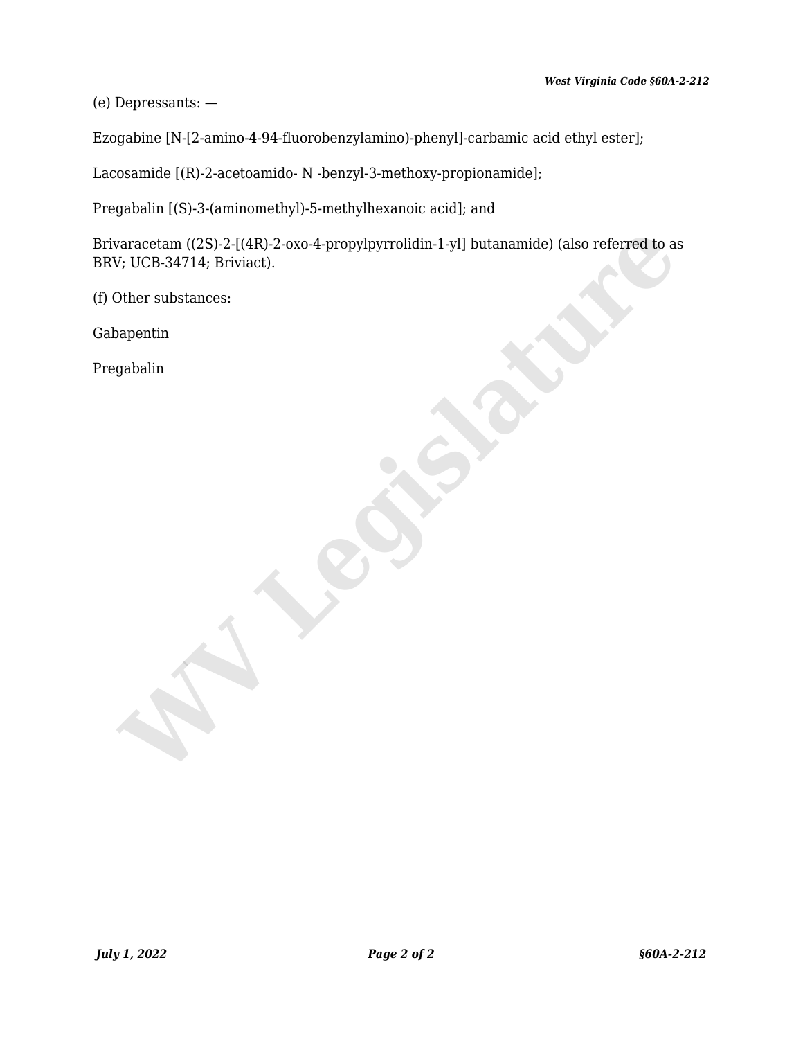(e) Depressants: —

Ezogabine [N-[2-amino-4-94-fluorobenzylamino)-phenyl]-carbamic acid ethyl ester];

Lacosamide [(R)-2-acetoamido- N -benzyl-3-methoxy-propionamide];

Pregabalin [(S)-3-(aminomethyl)-5-methylhexanoic acid]; and

Brivaracetam ((2S)-2-[(4R)-2-oxo-4-propylpyrrolidin-1-yl] butanamide) (also referred to as BRV; UCB-34714; Briviact).

(f) Other substances:

Gabapentin

Pregabalin